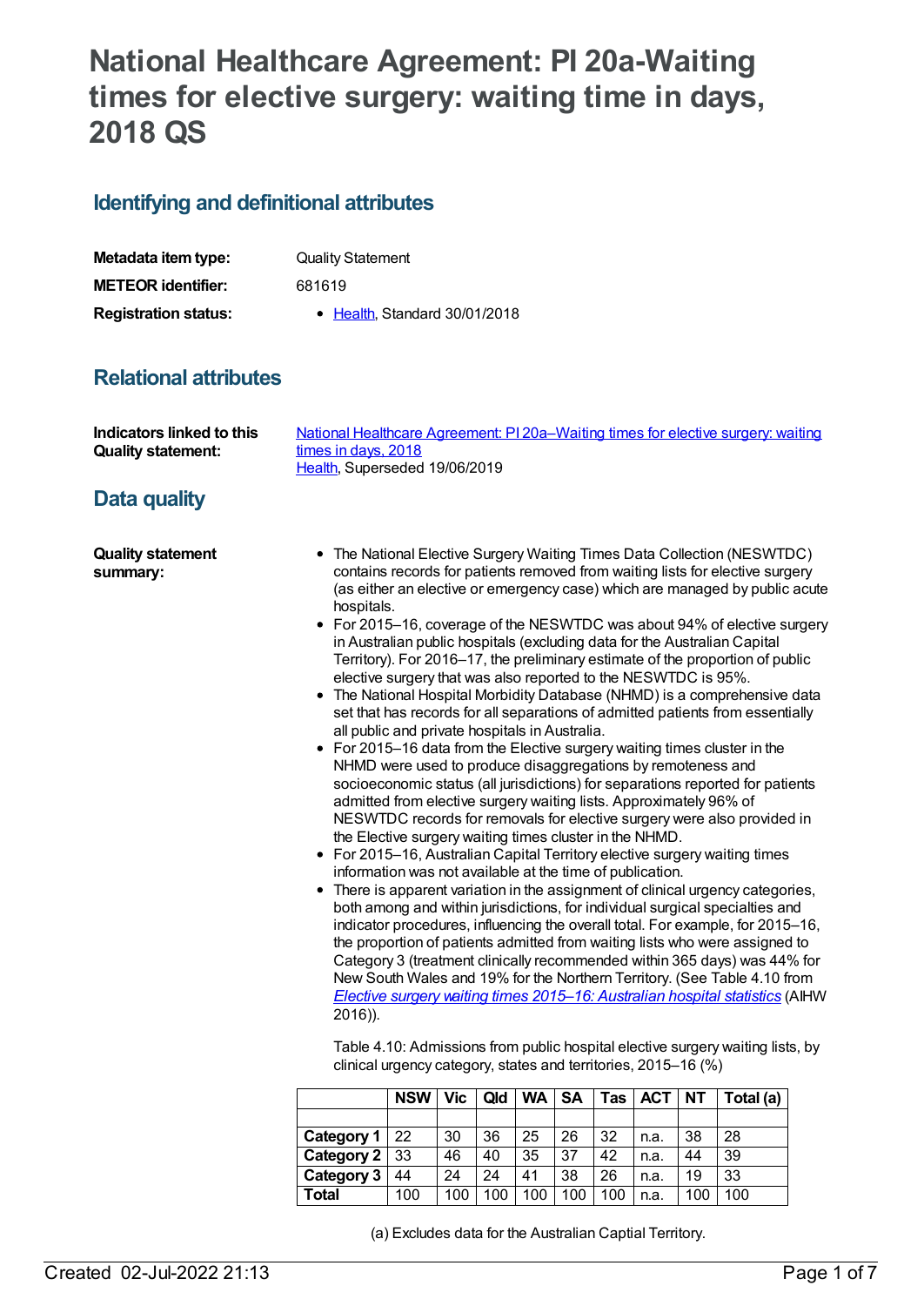# National Healthcare Agreement: PI 20a-Waiting times for elective surgery: waiting time in days, 2018 QS

## Identifying and definitional attributes

| | |
|---|---|
| **Metadata item type:** | Quality Statement |
| **METEOR identifier:** | 681619 |
| **Registration status:** | • Health, Standard 30/01/2018 |

## Relational attributes

| | |
|---|---|
| **Indicators linked to this Quality statement:** | National Healthcare Agreement: PI 20a–Waiting times for elective surgery: waiting times in days, 2018<br>Health, Superseded 19/06/2019 |

## Data quality

**Quality statement summary:**

- The National Elective Surgery Waiting Times Data Collection (NESWTDC) contains records for patients removed from waiting lists for elective surgery (as either an elective or emergency case) which are managed by public acute hospitals.
- For 2015–16, coverage of the NESWTDC was about 94% of elective surgery in Australian public hospitals (excluding data for the Australian Capital Territory). For 2016–17, the preliminary estimate of the proportion of public elective surgery that was also reported to the NESWTDC is 95%.
- The National Hospital Morbidity Database (NHMD) is a comprehensive data set that has records for all separations of admitted patients from essentially all public and private hospitals in Australia.
- For 2015–16 data from the Elective surgery waiting times cluster in the NHMD were used to produce disaggregations by remoteness and socioeconomic status (all jurisdictions) for separations reported for patients admitted from elective surgery waiting lists. Approximately 96% of NESWTDC records for removals for elective surgery were also provided in the Elective surgery waiting times cluster in the NHMD.
- For 2015–16, Australian Capital Territory elective surgery waiting times information was not available at the time of publication.
- There is apparent variation in the assignment of clinical urgency categories, both among and within jurisdictions, for individual surgical specialties and indicator procedures, influencing the overall total. For example, for 2015–16, the proportion of patients admitted from waiting lists who were assigned to Category 3 (treatment clinically recommended within 365 days) was 44% for New South Wales and 19% for the Northern Territory. (See Table 4.10 from *Elective surgery waiting times 2015–16: Australian hospital statistics* (AIHW 2016)).

  Table 4.10: Admissions from public hospital elective surgery waiting lists, by clinical urgency category, states and territories, 2015–16 (%)

| | NSW | Vic | Qld | WA | SA | Tas | ACT | NT | Total (a) |
|---|---|---|---|---|---|---|---|---|---|
| | | | | | | | | | |
| **Category 1** | 22 | 30 | 36 | 25 | 26 | 32 | n.a. | 38 | 28 |
| **Category 2** | 33 | 46 | 40 | 35 | 37 | 42 | n.a. | 44 | 39 |
| **Category 3** | 44 | 24 | 24 | 41 | 38 | 26 | n.a. | 19 | 33 |
| **Total** | 100 | 100 | 100 | 100 | 100 | 100 | n.a. | 100 | 100 |

(a) Excludes data for the Australian Captial Territory.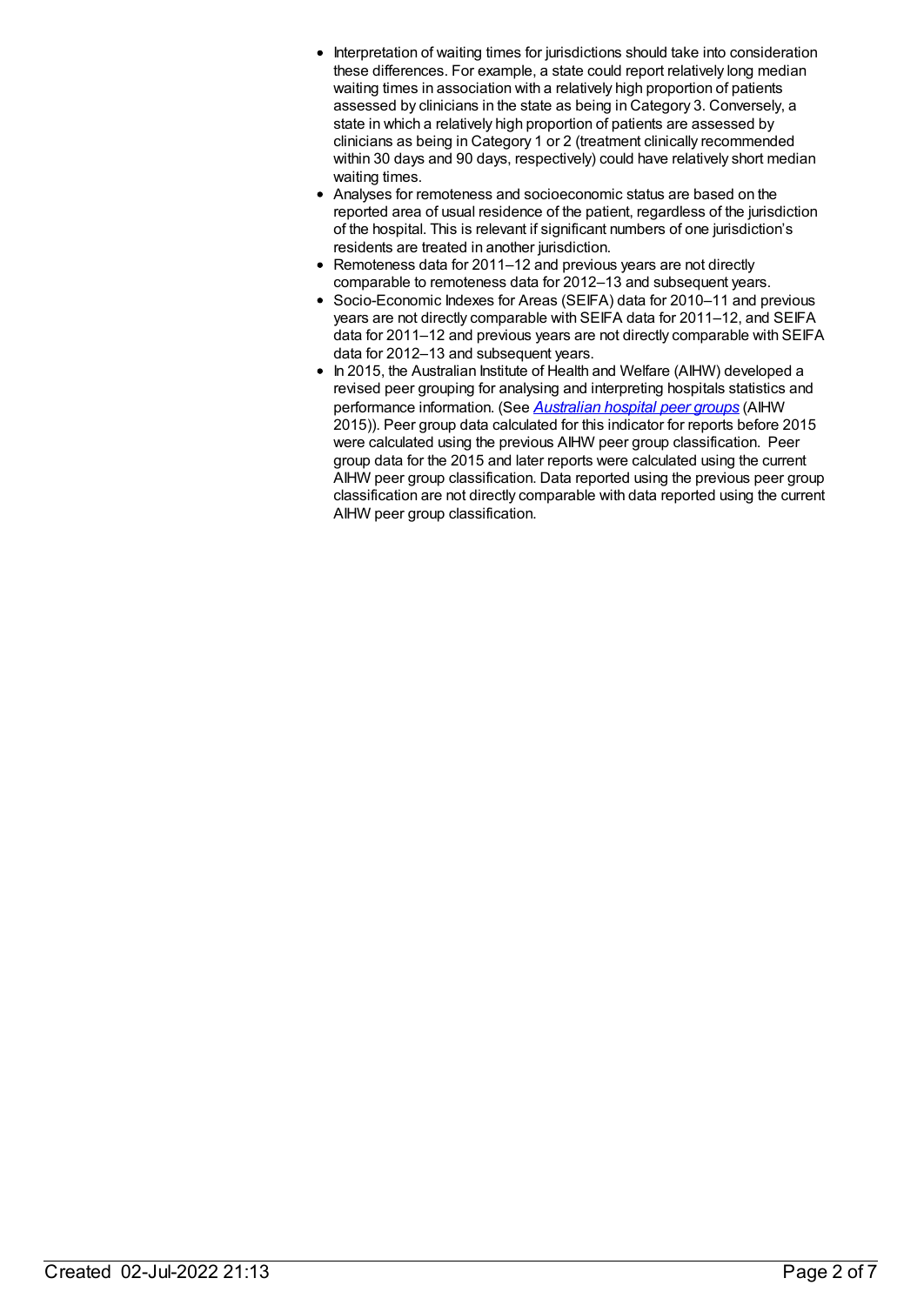- Interpretation of waiting times for jurisdictions should take into consideration these differences. For example, a state could report relatively long median waiting times in association with a relatively high proportion of patients assessed by clinicians in the state as being in Category 3. Conversely, a state in which a relatively high proportion of patients are assessed by clinicians as being in Category 1 or 2 (treatment clinically recommended within 30 days and 90 days, respectively) could have relatively short median waiting times.
- Analyses for remoteness and socioeconomic status are based on the reported area of usual residence of the patient, regardless of the jurisdiction of the hospital. This is relevant if significant numbers of one jurisdiction's residents are treated in another jurisdiction.
- Remoteness data for 2011–12 and previous years are not directly comparable to remoteness data for 2012–13 and subsequent years.
- Socio-Economic Indexes for Areas (SEIFA) data for 2010–11 and previous years are not directly comparable with SEIFA data for 2011–12, and SEIFA data for 2011–12 and previous years are not directly comparable with SEIFA data for 2012–13 and subsequent years.
- In 2015, the Australian Institute of Health and Welfare (AIHW) developed a revised peer grouping for analysing and interpreting hospitals statistics and performance information. (See *Australian hospital peer groups* (AIHW 2015)). Peer group data calculated for this indicator for reports before 2015 were calculated using the previous AIHW peer group classification. Peer group data for the 2015 and later reports were calculated using the current AIHW peer group classification. Data reported using the previous peer group classification are not directly comparable with data reported using the current AIHW peer group classification.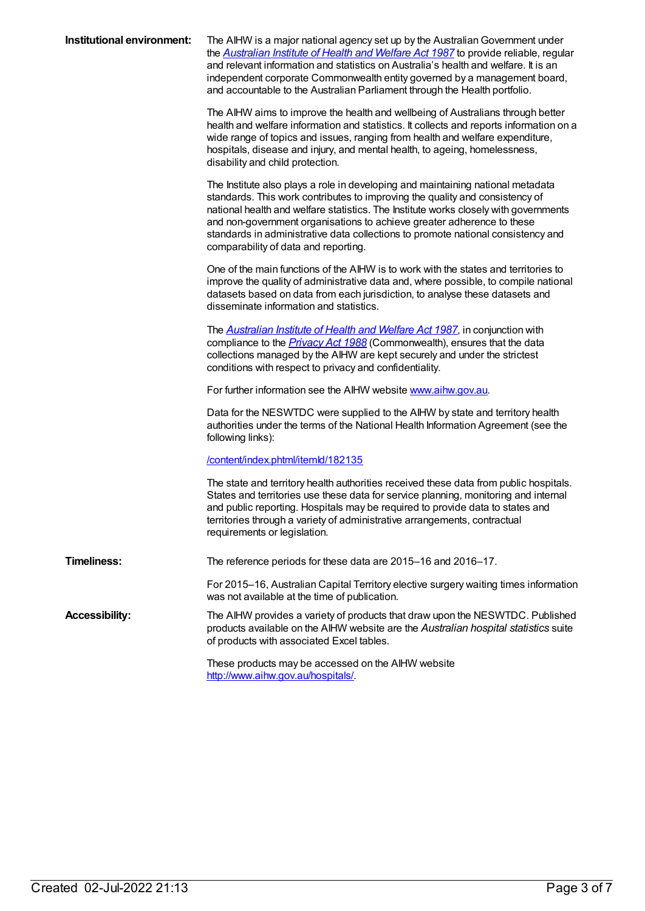**Institutional environment:**

The AIHW is a major national agency set up by the Australian Government under the *[Australian Institute of Health and Welfare Act 1987](http://www.comlaw.gov.au/Series/C2004A03450)* to provide reliable, regular and relevant information and statistics on Australia's health and welfare. It is an independent corporate Commonwealth entity governed by a management board, and accountable to the Australian Parliament through the Health portfolio.

The AIHW aims to improve the health and wellbeing of Australians through better health and welfare information and statistics. It collects and reports information on a wide range of topics and issues, ranging from health and welfare expenditure, hospitals, disease and injury, and mental health, to ageing, homelessness, disability and child protection.

The Institute also plays a role in developing and maintaining national metadata standards. This work contributes to improving the quality and consistency of national health and welfare statistics. The Institute works closely with governments and non-government organisations to achieve greater adherence to these standards in administrative data collections to promote national consistency and comparability of data and reporting.

One of the main functions of the AIHW is to work with the states and territories to improve the quality of administrative data and, where possible, to compile national datasets based on data from each jurisdiction, to analyse these datasets and disseminate information and statistics.

The *[Australian Institute of Health and Welfare Act 1987](http://www.comlaw.gov.au/Series/C2004A03450)*, in conjunction with compliance to the *[Privacy Act 1988](http://www.comlaw.gov.au/Series/C2004A03712)* (Commonwealth), ensures that the data collections managed by the AIHW are kept securely and under the strictest conditions with respect to privacy and confidentiality.

For further information see the AIHW website [www.aihw.gov.au](http://www.aihw.gov.au).

Data for the NESWTDC were supplied to the AIHW by state and territory health authorities under the terms of the National Health Information Agreement (see the following links):

[/content/index.phtml/itemId/182135](/content/index.phtml/itemId/182135)

The state and territory health authorities received these data from public hospitals. States and territories use these data for service planning, monitoring and internal and public reporting. Hospitals may be required to provide data to states and territories through a variety of administrative arrangements, contractual requirements or legislation.

**Timeliness:**

The reference periods for these data are 2015–16 and 2016–17.

For 2015–16, Australian Capital Territory elective surgery waiting times information was not available at the time of publication.

**Accessibility:**

The AIHW provides a variety of products that draw upon the NESWTDC. Published products available on the AIHW website are the *Australian hospital statistics* suite of products with associated Excel tables.

These products may be accessed on the AIHW website [http://www.aihw.gov.au/hospitals/](http://www.aihw.gov.au/hospitals/).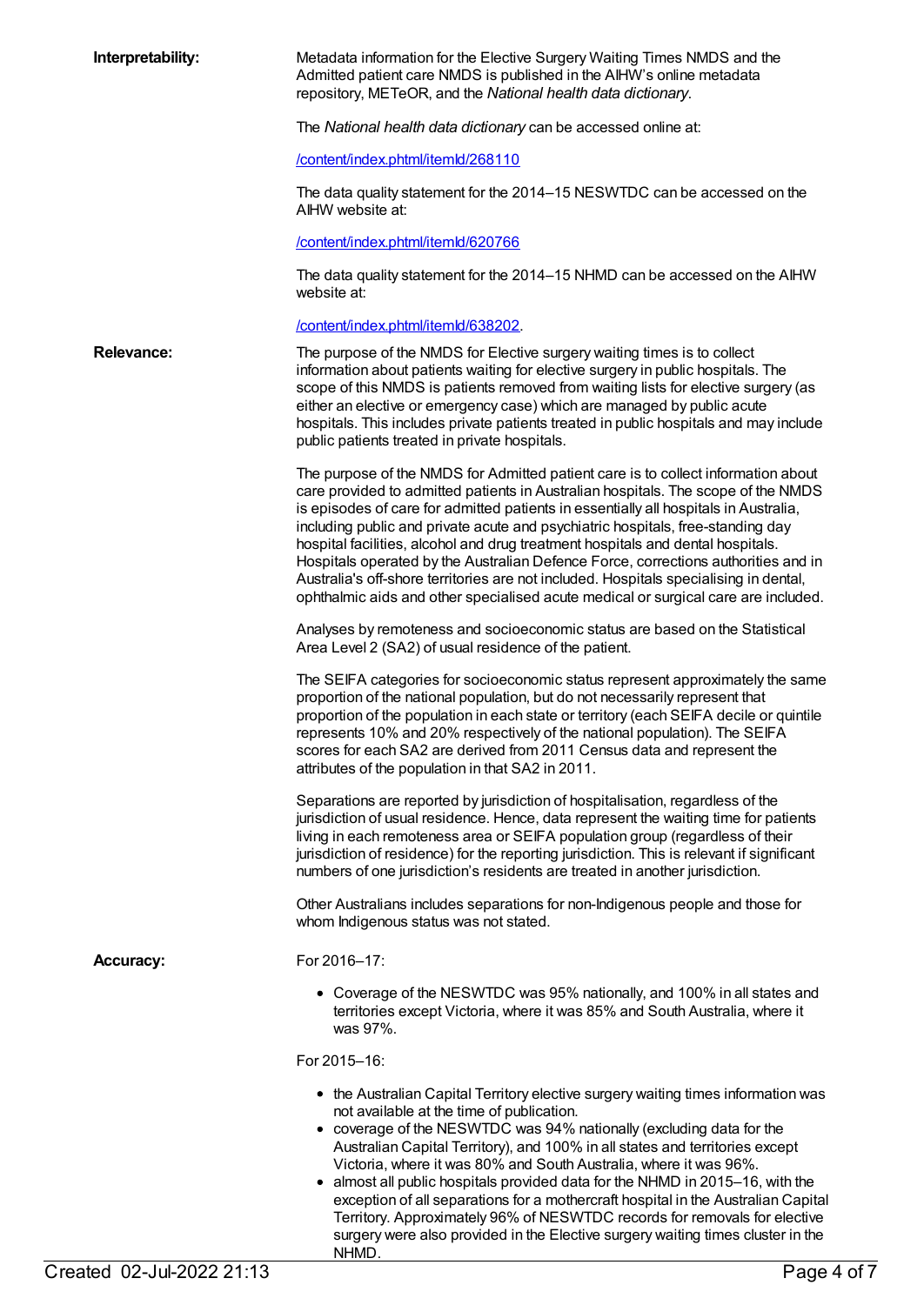**Interpretability:**

Metadata information for the Elective Surgery Waiting Times NMDS and the Admitted patient care NMDS is published in the AIHW's online metadata repository, METeOR, and the *National health data dictionary*.

The *National health data dictionary* can be accessed online at:

[/content/index.phtml/itemId/268110](/content/index.phtml/itemId/268110)

The data quality statement for the 2014–15 NESWTDC can be accessed on the AIHW website at:

[/content/index.phtml/itemId/620766](/content/index.phtml/itemId/620766)

The data quality statement for the 2014–15 NHMD can be accessed on the AIHW website at:

[/content/index.phtml/itemId/638202](/content/index.phtml/itemId/638202).

**Relevance:**

The purpose of the NMDS for Elective surgery waiting times is to collect information about patients waiting for elective surgery in public hospitals. The scope of this NMDS is patients removed from waiting lists for elective surgery (as either an elective or emergency case) which are managed by public acute hospitals. This includes private patients treated in public hospitals and may include public patients treated in private hospitals.

The purpose of the NMDS for Admitted patient care is to collect information about care provided to admitted patients in Australian hospitals. The scope of the NMDS is episodes of care for admitted patients in essentially all hospitals in Australia, including public and private acute and psychiatric hospitals, free-standing day hospital facilities, alcohol and drug treatment hospitals and dental hospitals. Hospitals operated by the Australian Defence Force, corrections authorities and in Australia's off-shore territories are not included. Hospitals specialising in dental, ophthalmic aids and other specialised acute medical or surgical care are included.

Analyses by remoteness and socioeconomic status are based on the Statistical Area Level 2 (SA2) of usual residence of the patient.

The SEIFA categories for socioeconomic status represent approximately the same proportion of the national population, but do not necessarily represent that proportion of the population in each state or territory (each SEIFA decile or quintile represents 10% and 20% respectively of the national population). The SEIFA scores for each SA2 are derived from 2011 Census data and represent the attributes of the population in that SA2 in 2011.

Separations are reported by jurisdiction of hospitalisation, regardless of the jurisdiction of usual residence. Hence, data represent the waiting time for patients living in each remoteness area or SEIFA population group (regardless of their jurisdiction of residence) for the reporting jurisdiction. This is relevant if significant numbers of one jurisdiction's residents are treated in another jurisdiction.

Other Australians includes separations for non-Indigenous people and those for whom Indigenous status was not stated.

**Accuracy:**

For 2016–17:

- Coverage of the NESWTDC was 95% nationally, and 100% in all states and territories except Victoria, where it was 85% and South Australia, where it was 97%.

For 2015–16:

- the Australian Capital Territory elective surgery waiting times information was not available at the time of publication.
- coverage of the NESWTDC was 94% nationally (excluding data for the Australian Capital Territory), and 100% in all states and territories except Victoria, where it was 80% and South Australia, where it was 96%.
- almost all public hospitals provided data for the NHMD in 2015–16, with the exception of all separations for a mothercraft hospital in the Australian Capital Territory. Approximately 96% of NESWTDC records for removals for elective surgery were also provided in the Elective surgery waiting times cluster in the NHMD.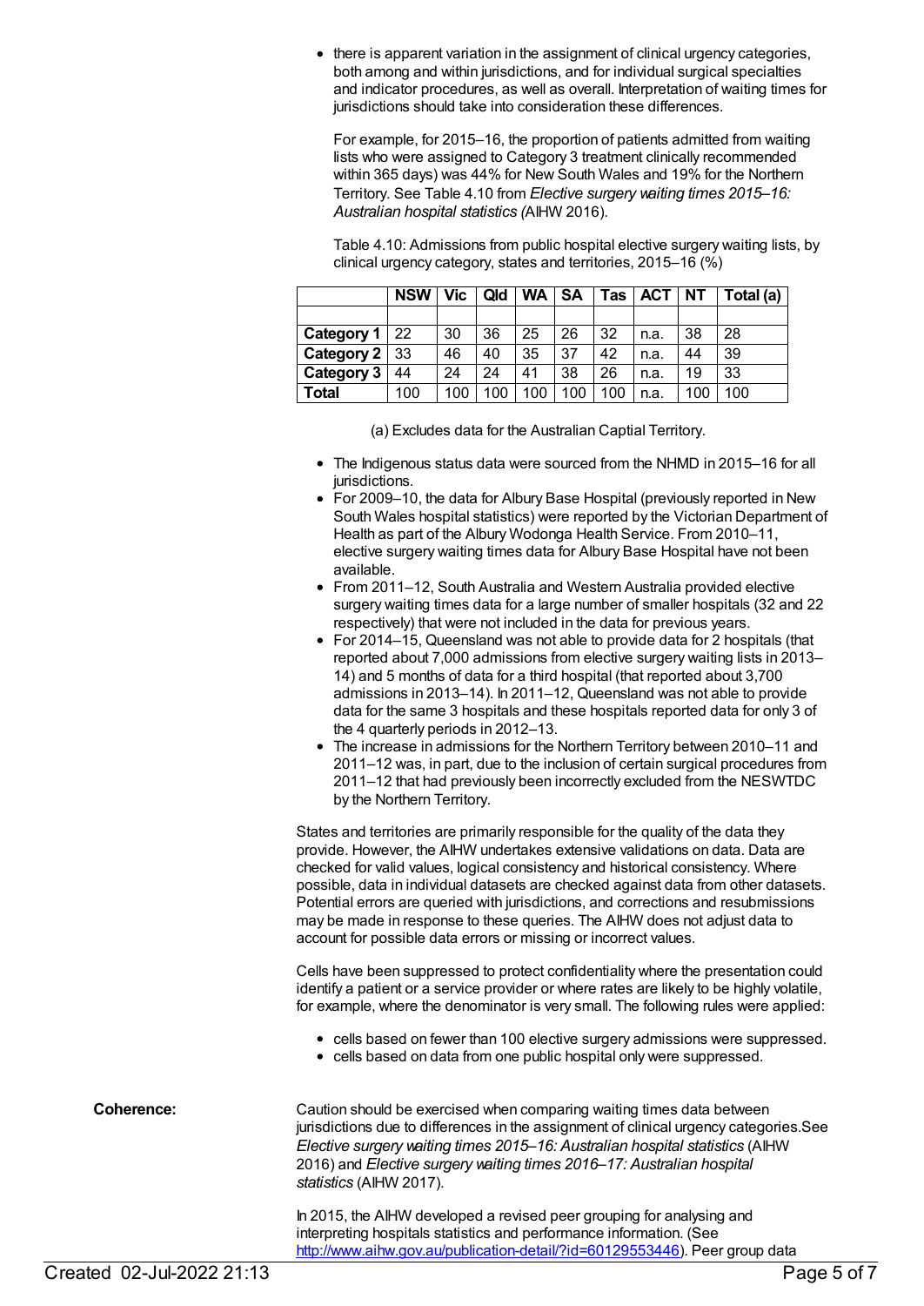- there is apparent variation in the assignment of clinical urgency categories, both among and within jurisdictions, and for individual surgical specialties and indicator procedures, as well as overall. Interpretation of waiting times for jurisdictions should take into consideration these differences.

  For example, for 2015–16, the proportion of patients admitted from waiting lists who were assigned to Category 3 treatment clinically recommended within 365 days) was 44% for New South Wales and 19% for the Northern Territory. See Table 4.10 from *Elective surgery waiting times 2015–16: Australian hospital statistics (*AIHW 2016).

  Table 4.10: Admissions from public hospital elective surgery waiting lists, by clinical urgency category, states and territories, 2015–16 (%)

| | NSW | Vic | Qld | WA | SA | Tas | ACT | NT | Total (a) |
|---|---|---|---|---|---|---|---|---|---|
| | | | | | | | | | |
| **Category 1** | 22 | 30 | 36 | 25 | 26 | 32 | n.a. | 38 | 28 |
| **Category 2** | 33 | 46 | 40 | 35 | 37 | 42 | n.a. | 44 | 39 |
| **Category 3** | 44 | 24 | 24 | 41 | 38 | 26 | n.a. | 19 | 33 |
| **Total** | 100 | 100 | 100 | 100 | 100 | 100 | n.a. | 100 | 100 |

  (a) Excludes data for the Australian Captial Territory.

- The Indigenous status data were sourced from the NHMD in 2015–16 for all jurisdictions.
- For 2009–10, the data for Albury Base Hospital (previously reported in New South Wales hospital statistics) were reported by the Victorian Department of Health as part of the Albury Wodonga Health Service. From 2010–11, elective surgery waiting times data for Albury Base Hospital have not been available.
- From 2011–12, South Australia and Western Australia provided elective surgery waiting times data for a large number of smaller hospitals (32 and 22 respectively) that were not included in the data for previous years.
- For 2014–15, Queensland was not able to provide data for 2 hospitals (that reported about 7,000 admissions from elective surgery waiting lists in 2013–14) and 5 months of data for a third hospital (that reported about 3,700 admissions in 2013–14). In 2011–12, Queensland was not able to provide data for the same 3 hospitals and these hospitals reported data for only 3 of the 4 quarterly periods in 2012–13.
- The increase in admissions for the Northern Territory between 2010–11 and 2011–12 was, in part, due to the inclusion of certain surgical procedures from 2011–12 that had previously been incorrectly excluded from the NESWTDC by the Northern Territory.

States and territories are primarily responsible for the quality of the data they provide. However, the AIHW undertakes extensive validations on data. Data are checked for valid values, logical consistency and historical consistency. Where possible, data in individual datasets are checked against data from other datasets. Potential errors are queried with jurisdictions, and corrections and resubmissions may be made in response to these queries. The AIHW does not adjust data to account for possible data errors or missing or incorrect values.

Cells have been suppressed to protect confidentiality where the presentation could identify a patient or a service provider or where rates are likely to be highly volatile, for example, where the denominator is very small. The following rules were applied:

- cells based on fewer than 100 elective surgery admissions were suppressed.
- cells based on data from one public hospital only were suppressed.

**Coherence:**

Caution should be exercised when comparing waiting times data between jurisdictions due to differences in the assignment of clinical urgency categories.See *Elective surgery waiting times 2015–16: Australian hospital statistics* (AIHW 2016) and *Elective surgery waiting times 2016–17: Australian hospital statistics* (AIHW 2017).

In 2015, the AIHW developed a revised peer grouping for analysing and interpreting hospitals statistics and performance information. (See http://www.aihw.gov.au/publication-detail/?id=60129553446). Peer group data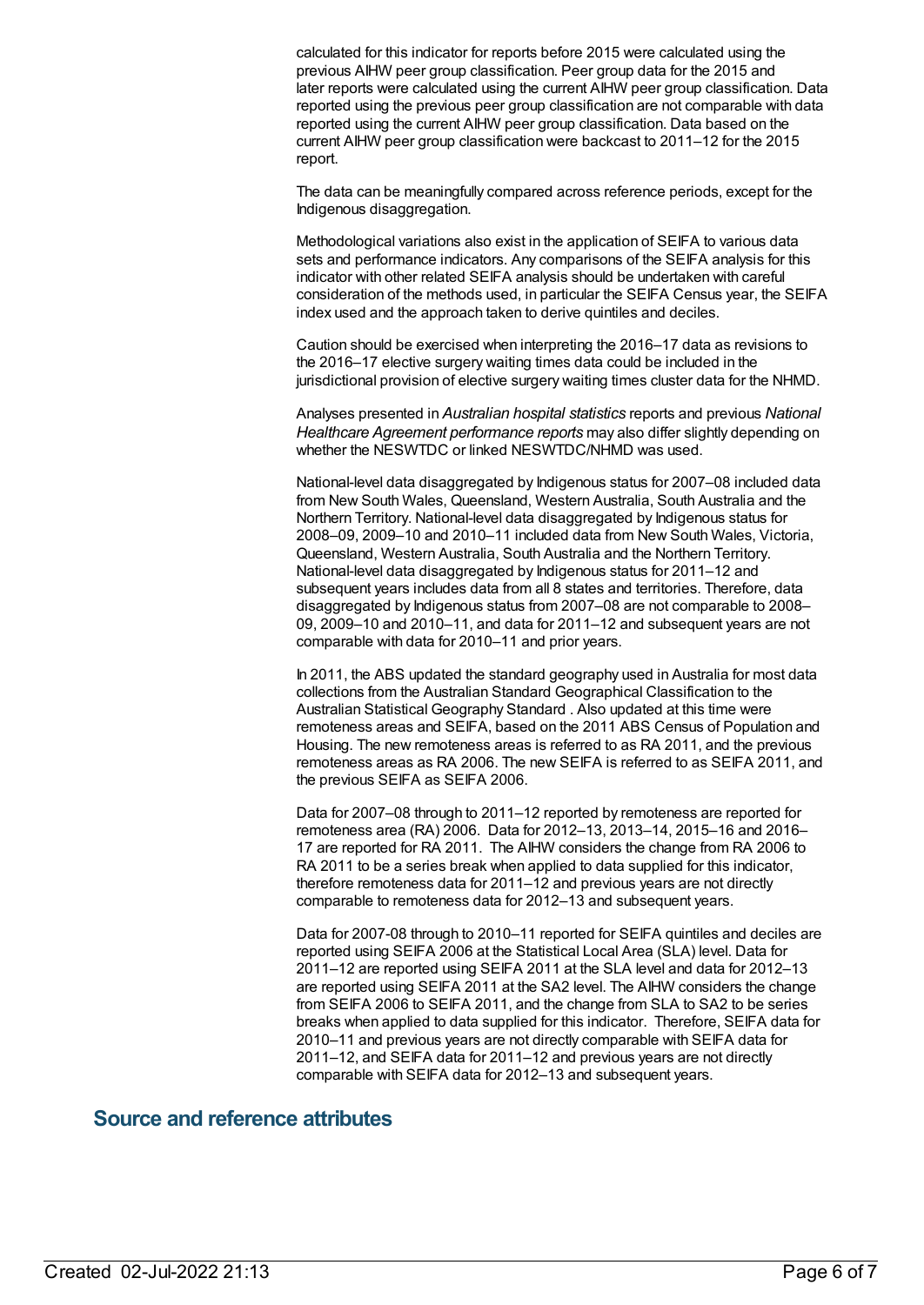calculated for this indicator for reports before 2015 were calculated using the previous AIHW peer group classification. Peer group data for the 2015 and later reports were calculated using the current AIHW peer group classification. Data reported using the previous peer group classification are not comparable with data reported using the current AIHW peer group classification. Data based on the current AIHW peer group classification were backcast to 2011–12 for the 2015 report.

The data can be meaningfully compared across reference periods, except for the Indigenous disaggregation.

Methodological variations also exist in the application of SEIFA to various data sets and performance indicators. Any comparisons of the SEIFA analysis for this indicator with other related SEIFA analysis should be undertaken with careful consideration of the methods used, in particular the SEIFA Census year, the SEIFA index used and the approach taken to derive quintiles and deciles.

Caution should be exercised when interpreting the 2016–17 data as revisions to the 2016–17 elective surgery waiting times data could be included in the jurisdictional provision of elective surgery waiting times cluster data for the NHMD.

Analyses presented in *Australian hospital statistics* reports and previous *National Healthcare Agreement performance reports* may also differ slightly depending on whether the NESWTDC or linked NESWTDC/NHMD was used.

National-level data disaggregated by Indigenous status for 2007–08 included data from New South Wales, Queensland, Western Australia, South Australia and the Northern Territory. National-level data disaggregated by Indigenous status for 2008–09, 2009–10 and 2010–11 included data from New South Wales, Victoria, Queensland, Western Australia, South Australia and the Northern Territory. National-level data disaggregated by Indigenous status for 2011–12 and subsequent years includes data from all 8 states and territories. Therefore, data disaggregated by Indigenous status from 2007–08 are not comparable to 2008–09, 2009–10 and 2010–11, and data for 2011–12 and subsequent years are not comparable with data for 2010–11 and prior years.

In 2011, the ABS updated the standard geography used in Australia for most data collections from the Australian Standard Geographical Classification to the Australian Statistical Geography Standard . Also updated at this time were remoteness areas and SEIFA, based on the 2011 ABS Census of Population and Housing. The new remoteness areas is referred to as RA 2011, and the previous remoteness areas as RA 2006. The new SEIFA is referred to as SEIFA 2011, and the previous SEIFA as SEIFA 2006.

Data for 2007–08 through to 2011–12 reported by remoteness are reported for remoteness area (RA) 2006. Data for 2012–13, 2013–14, 2015–16 and 2016–17 are reported for RA 2011. The AIHW considers the change from RA 2006 to RA 2011 to be a series break when applied to data supplied for this indicator, therefore remoteness data for 2011–12 and previous years are not directly comparable to remoteness data for 2012–13 and subsequent years.

Data for 2007-08 through to 2010–11 reported for SEIFA quintiles and deciles are reported using SEIFA 2006 at the Statistical Local Area (SLA) level. Data for 2011–12 are reported using SEIFA 2011 at the SLA level and data for 2012–13 are reported using SEIFA 2011 at the SA2 level. The AIHW considers the change from SEIFA 2006 to SEIFA 2011, and the change from SLA to SA2 to be series breaks when applied to data supplied for this indicator. Therefore, SEIFA data for 2010–11 and previous years are not directly comparable with SEIFA data for 2011–12, and SEIFA data for 2011–12 and previous years are not directly comparable with SEIFA data for 2012–13 and subsequent years.

## Source and reference attributes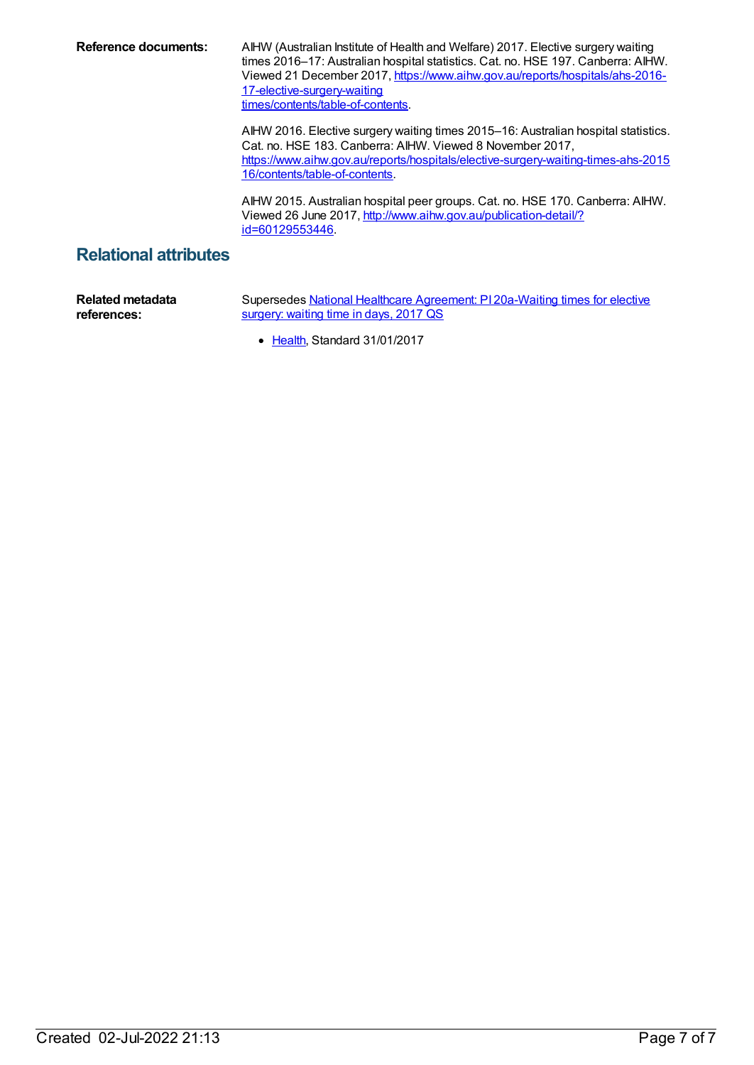**Reference documents:**

AIHW (Australian Institute of Health and Welfare) 2017. Elective surgery waiting times 2016–17: Australian hospital statistics. Cat. no. HSE 197. Canberra: AIHW. Viewed 21 December 2017, [https://www.aihw.gov.au/reports/hospitals/ahs-2016-17-elective-surgery-waiting times/contents/table-of-contents](https://www.aihw.gov.au/reports/hospitals/ahs-2016-17-elective-surgery-waiting%20times/contents/table-of-contents).

AIHW 2016. Elective surgery waiting times 2015–16: Australian hospital statistics. Cat. no. HSE 183. Canberra: AIHW. Viewed 8 November 2017, [https://www.aihw.gov.au/reports/hospitals/elective-surgery-waiting-times-ahs-2015 16/contents/table-of-contents](https://www.aihw.gov.au/reports/hospitals/elective-surgery-waiting-times-ahs-2015%2016/contents/table-of-contents).

AIHW 2015. Australian hospital peer groups. Cat. no. HSE 170. Canberra: AIHW. Viewed 26 June 2017, [http://www.aihw.gov.au/publication-detail/?id=60129553446](http://www.aihw.gov.au/publication-detail/?id=60129553446).

## Relational attributes

**Related metadata references:**

Supersedes National Healthcare Agreement: PI 20a-Waiting times for elective surgery: waiting time in days, 2017 QS

- Health, Standard 31/01/2017